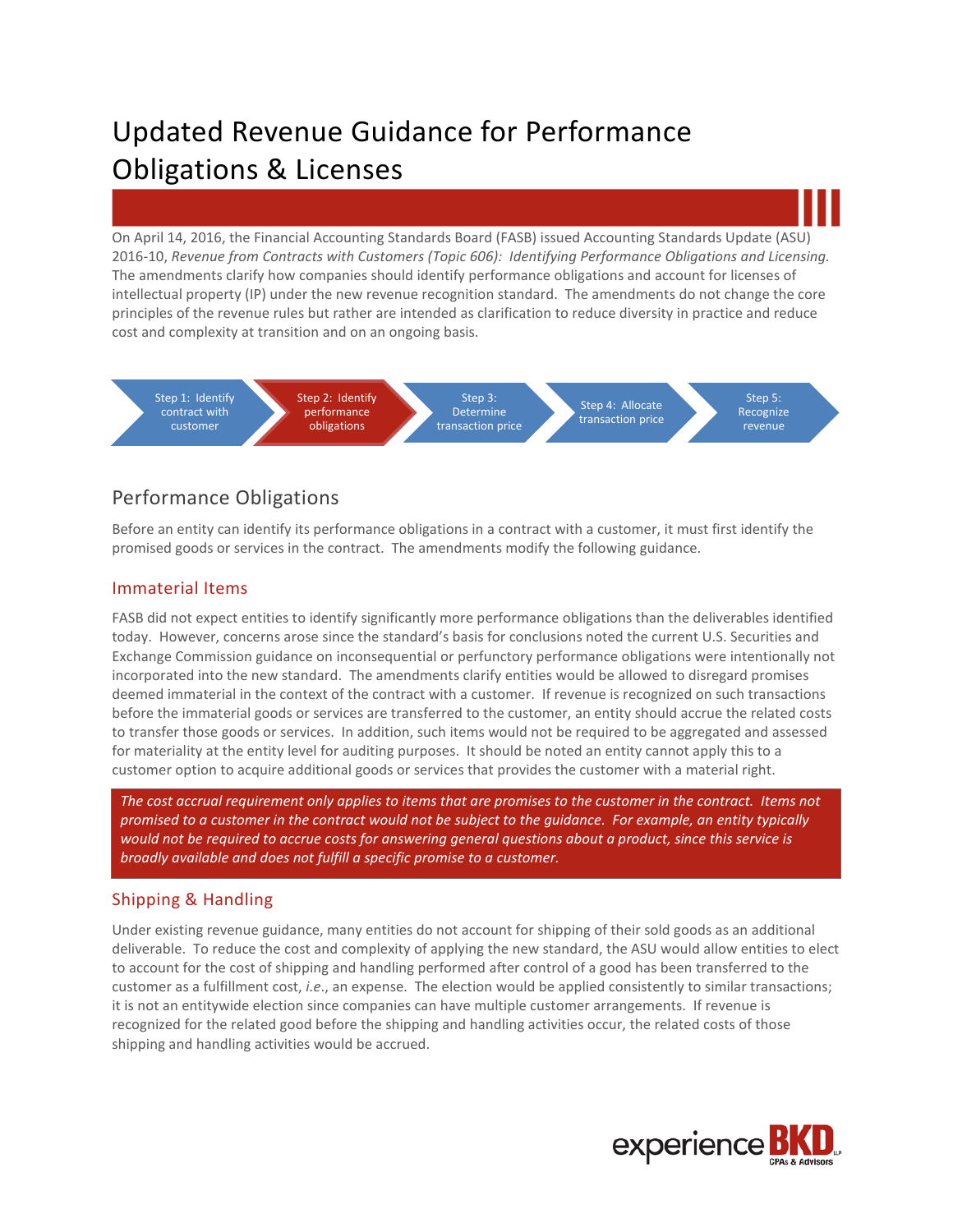# Updated Revenue Guidance for Performance Obligations & Licenses

On April 14, 2016, the Financial Accounting Standards Board (FASB) issued Accounting Standards Update (ASU) 2016-10, *Revenue from Contracts with Customers (Topic 606): Identifying Performance Obligations and Licensing.* The amendments clarify how companies should identify performance obligations and account for licenses of intellectual property (IP) under the new revenue recognition standard. The amendments do not change the core principles of the revenue rules but rather are intended as clarification to reduce diversity in practice and reduce cost and complexity at transition and on an ongoing basis.

Step 1: Identify contract with customer → **Step 2: Identify performance obligations** → Step 3: Determine transaction price → Step 4: Allocate transaction price → Step 5: Recognize revenue

## Performance Obligations

Before an entity can identify its performance obligations in a contract with a customer, it must first identify the promised goods or services in the contract. The amendments modify the following guidance.

### Immaterial Items

FASB did not expect entities to identify significantly more performance obligations than the deliverables identified today. However, concerns arose since the standard's basis for conclusions noted the current U.S. Securities and Exchange Commission guidance on inconsequential or perfunctory performance obligations were intentionally not incorporated into the new standard. The amendments clarify entities would be allowed to disregard promises deemed immaterial in the context of the contract with a customer. If revenue is recognized on such transactions before the immaterial goods or services are transferred to the customer, an entity should accrue the related costs to transfer those goods or services. In addition, such items would not be required to be aggregated and assessed for materiality at the entity level for auditing purposes. It should be noted an entity cannot apply this to a customer option to acquire additional goods or services that provides the customer with a material right.

*The cost accrual requirement only applies to items that are promises to the customer in the contract. Items not promised to a customer in the contract would not be subject to the guidance. For example, an entity typically would not be required to accrue costs for answering general questions about a product, since this service is broadly available and does not fulfill a specific promise to a customer.*

### Shipping & Handling

Under existing revenue guidance, many entities do not account for shipping of their sold goods as an additional deliverable. To reduce the cost and complexity of applying the new standard, the ASU would allow entities to elect to account for the cost of shipping and handling performed after control of a good has been transferred to the customer as a fulfillment cost, *i.e.*, an expense. The election would be applied consistently to similar transactions; it is not an entitywide election since companies can have multiple customer arrangements. If revenue is recognized for the related good before the shipping and handling activities occur, the related costs of those shipping and handling activities would be accrued.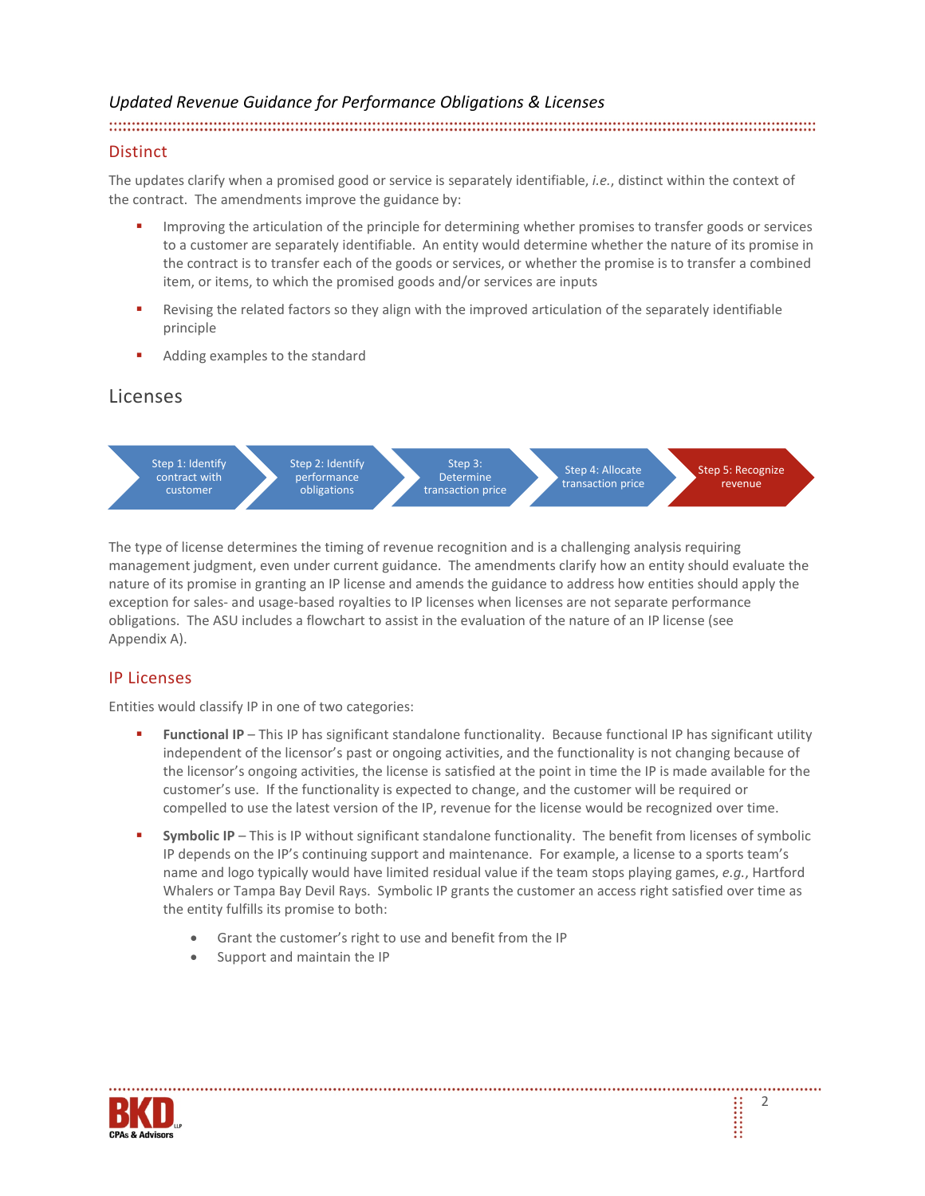## Distinct

The updates clarify when a promised good or service is separately identifiable, *i.e.*, distinct within the context of the contract. The amendments improve the guidance by:

- Improving the articulation of the principle for determining whether promises to transfer goods or services to a customer are separately identifiable. An entity would determine whether the nature of its promise in the contract is to transfer each of the goods or services, or whether the promise is to transfer a combined item, or items, to which the promised goods and/or services are inputs
- Revising the related factors so they align with the improved articulation of the separately identifiable principle
- Adding examples to the standard

## Licenses

Step 1: Identify contract with customer → Step 2: Identify performance obligations → Step 3: Determine transaction price → Step 4: Allocate transaction price → Step 5: Recognize revenue

The type of license determines the timing of revenue recognition and is a challenging analysis requiring management judgment, even under current guidance. The amendments clarify how an entity should evaluate the nature of its promise in granting an IP license and amends the guidance to address how entities should apply the exception for sales- and usage-based royalties to IP licenses when licenses are not separate performance obligations. The ASU includes a flowchart to assist in the evaluation of the nature of an IP license (see Appendix A).

### IP Licenses

Entities would classify IP in one of two categories:

- **Functional IP** – This IP has significant standalone functionality. Because functional IP has significant utility independent of the licensor's past or ongoing activities, and the functionality is not changing because of the licensor's ongoing activities, the license is satisfied at the point in time the IP is made available for the customer's use. If the functionality is expected to change, and the customer will be required or compelled to use the latest version of the IP, revenue for the license would be recognized over time.
- **Symbolic IP** – This is IP without significant standalone functionality. The benefit from licenses of symbolic IP depends on the IP's continuing support and maintenance. For example, a license to a sports team's name and logo typically would have limited residual value if the team stops playing games, *e.g.*, Hartford Whalers or Tampa Bay Devil Rays. Symbolic IP grants the customer an access right satisfied over time as the entity fulfills its promise to both:
  - Grant the customer's right to use and benefit from the IP
  - Support and maintain the IP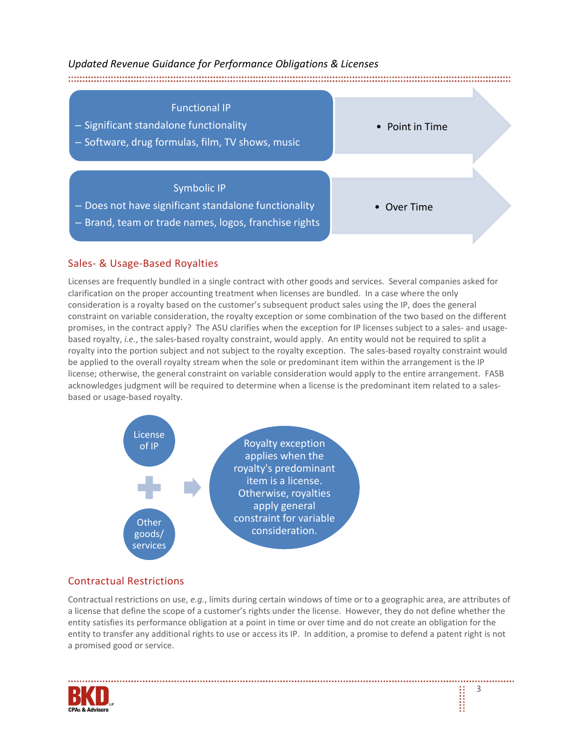Functional IP

- Significant standalone functionality
- Software, drug formulas, film, TV shows, music

- Point in Time

Symbolic IP

- Does not have significant standalone functionality
- Brand, team or trade names, logos, franchise rights

- Over Time

## Sales- & Usage-Based Royalties

Licenses are frequently bundled in a single contract with other goods and services. Several companies asked for clarification on the proper accounting treatment when licenses are bundled. In a case where the only consideration is a royalty based on the customer's subsequent product sales using the IP, does the general constraint on variable consideration, the royalty exception or some combination of the two based on the different promises, in the contract apply? The ASU clarifies when the exception for IP licenses subject to a sales- and usage-based royalty, *i.e.*, the sales-based royalty constraint, would apply. An entity would not be required to split a royalty into the portion subject and not subject to the royalty exception. The sales-based royalty constraint would be applied to the overall royalty stream when the sole or predominant item within the arrangement is the IP license; otherwise, the general constraint on variable consideration would apply to the entire arrangement. FASB acknowledges judgment will be required to determine when a license is the predominant item related to a sales-based or usage-based royalty.

License of IP + Other goods/services → Royalty exception applies when the royalty's predominant item is a license. Otherwise, royalties apply general constraint for variable consideration.

## Contractual Restrictions

Contractual restrictions on use, *e.g.*, limits during certain windows of time or to a geographic area, are attributes of a license that define the scope of a customer's rights under the license. However, they do not define whether the entity satisfies its performance obligation at a point in time or over time and do not create an obligation for the entity to transfer any additional rights to use or access its IP. In addition, a promise to defend a patent right is not a promised good or service.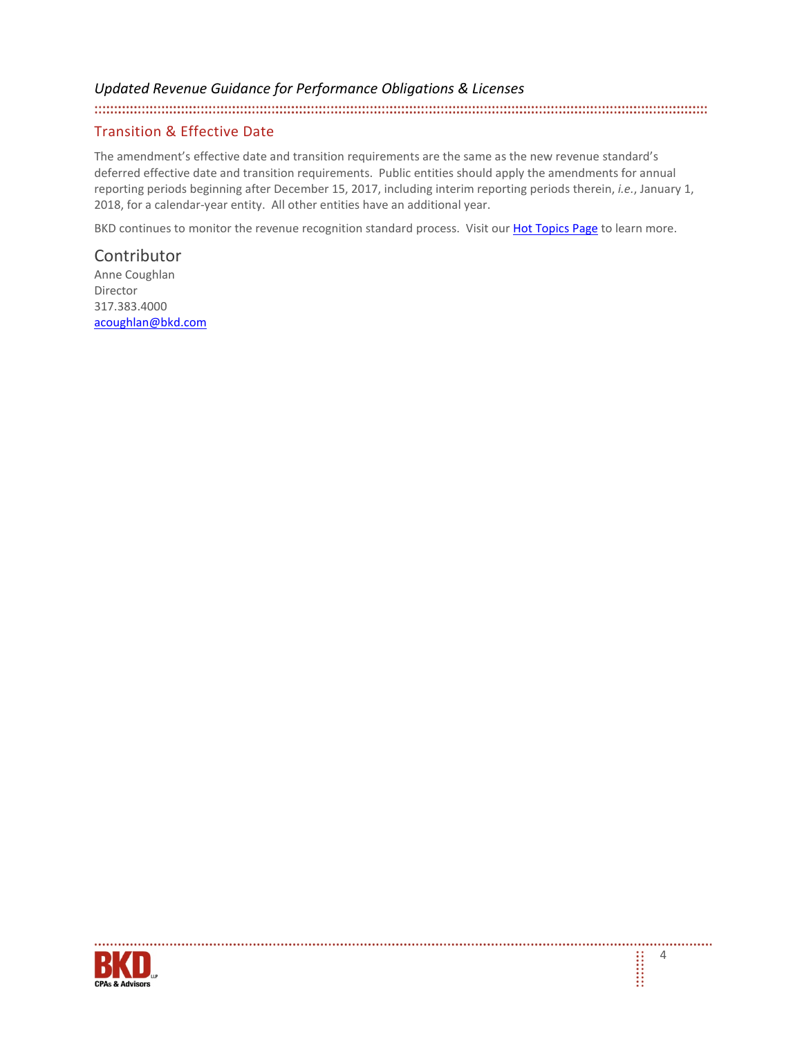## Transition & Effective Date

The amendment's effective date and transition requirements are the same as the new revenue standard's deferred effective date and transition requirements. Public entities should apply the amendments for annual reporting periods beginning after December 15, 2017, including interim reporting periods therein, *i.e.*, January 1, 2018, for a calendar-year entity. All other entities have an additional year.

BKD continues to monitor the revenue recognition standard process. Visit our Hot Topics Page to learn more.

## Contributor

Anne Coughlan
Director
317.383.4000
acoughlan@bkd.com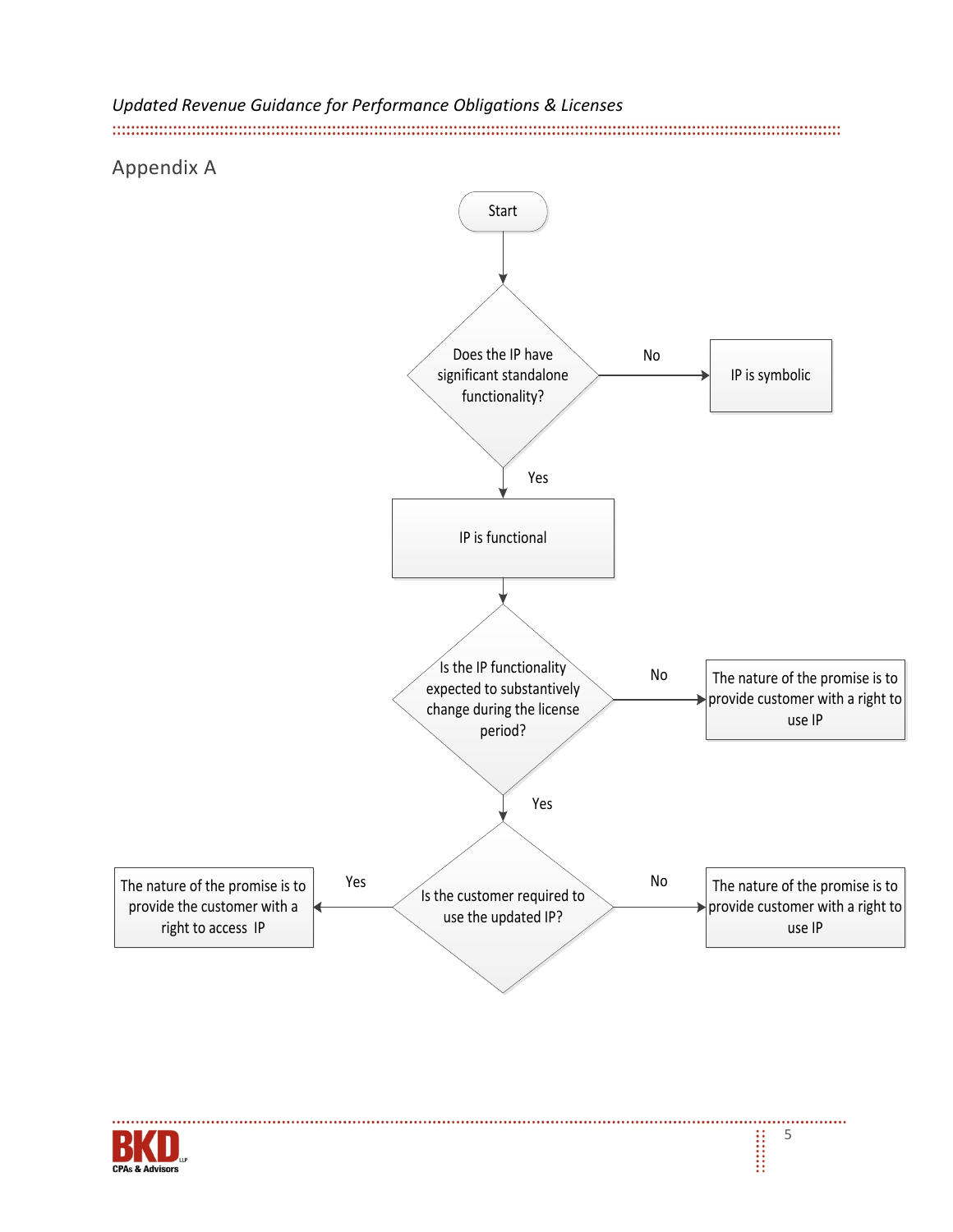## Appendix A

Start

Does the IP have significant standalone functionality?

No

IP is symbolic

Yes

IP is functional

Is the IP functionality expected to substantively change during the license period?

No

The nature of the promise is to provide customer with a right to use IP

Yes

Is the customer required to use the updated IP?

Yes

The nature of the promise is to provide the customer with a right to access IP

No

The nature of the promise is to provide customer with a right to use IP